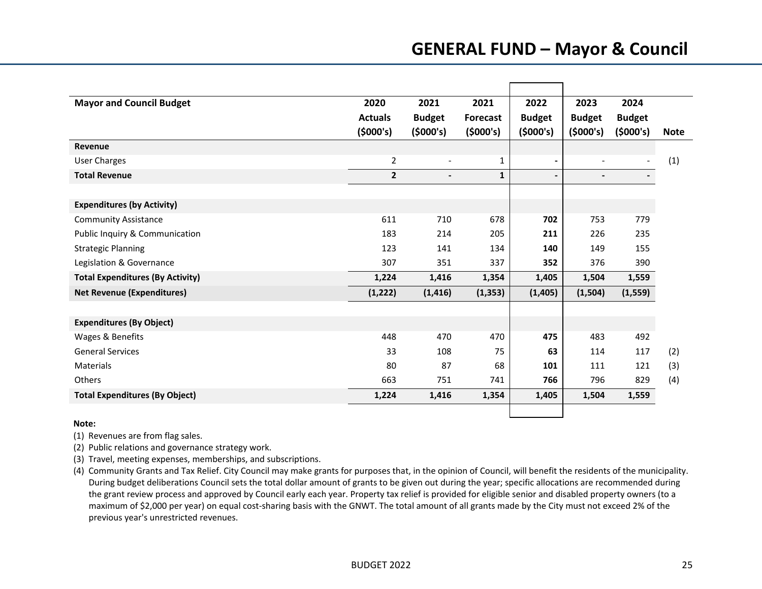# GENERAL FUND – Mayor & Council

| Mayor and Council Budget | 2020 Actuals ($000's) | 2021 Budget ($000's) | 2021 Forecast ($000's) | 2022 Budget ($000's) | 2023 Budget ($000's) | 2024 Budget ($000's) | Note |
|---|---|---|---|---|---|---|---|
| **Revenue** | | | | | | | |
| User Charges | 2 | - | 1 | **-** | - | - | (1) |
| **Total Revenue** | **2** | **-** | **1** | **-** | **-** | **-** | |
| | | | | | | | |
| **Expenditures (by Activity)** | | | | | | | |
| Community Assistance | 611 | 710 | 678 | **702** | 753 | 779 | |
| Public Inquiry & Communication | 183 | 214 | 205 | **211** | 226 | 235 | |
| Strategic Planning | 123 | 141 | 134 | **140** | 149 | 155 | |
| Legislation & Governance | 307 | 351 | 337 | **352** | 376 | 390 | |
| **Total Expenditures (By Activity)** | **1,224** | **1,416** | **1,354** | **1,405** | **1,504** | **1,559** | |
| **Net Revenue (Expenditures)** | **(1,222)** | **(1,416)** | **(1,353)** | **(1,405)** | **(1,504)** | **(1,559)** | |
| | | | | | | | |
| **Expenditures (By Object)** | | | | | | | |
| Wages & Benefits | 448 | 470 | 470 | **475** | 483 | 492 | |
| General Services | 33 | 108 | 75 | **63** | 114 | 117 | (2) |
| Materials | 80 | 87 | 68 | **101** | 111 | 121 | (3) |
| Others | 663 | 751 | 741 | **766** | 796 | 829 | (4) |
| **Total Expenditures (By Object)** | **1,224** | **1,416** | **1,354** | **1,405** | **1,504** | **1,559** | |

**Note:**

(1) Revenues are from flag sales.

(2) Public relations and governance strategy work.

(3) Travel, meeting expenses, memberships, and subscriptions.

(4) Community Grants and Tax Relief. City Council may make grants for purposes that, in the opinion of Council, will benefit the residents of the municipality. During budget deliberations Council sets the total dollar amount of grants to be given out during the year; specific allocations are recommended during the grant review process and approved by Council early each year. Property tax relief is provided for eligible senior and disabled property owners (to a maximum of $2,000 per year) on equal cost-sharing basis with the GNWT. The total amount of all grants made by the City must not exceed 2% of the previous year's unrestricted revenues.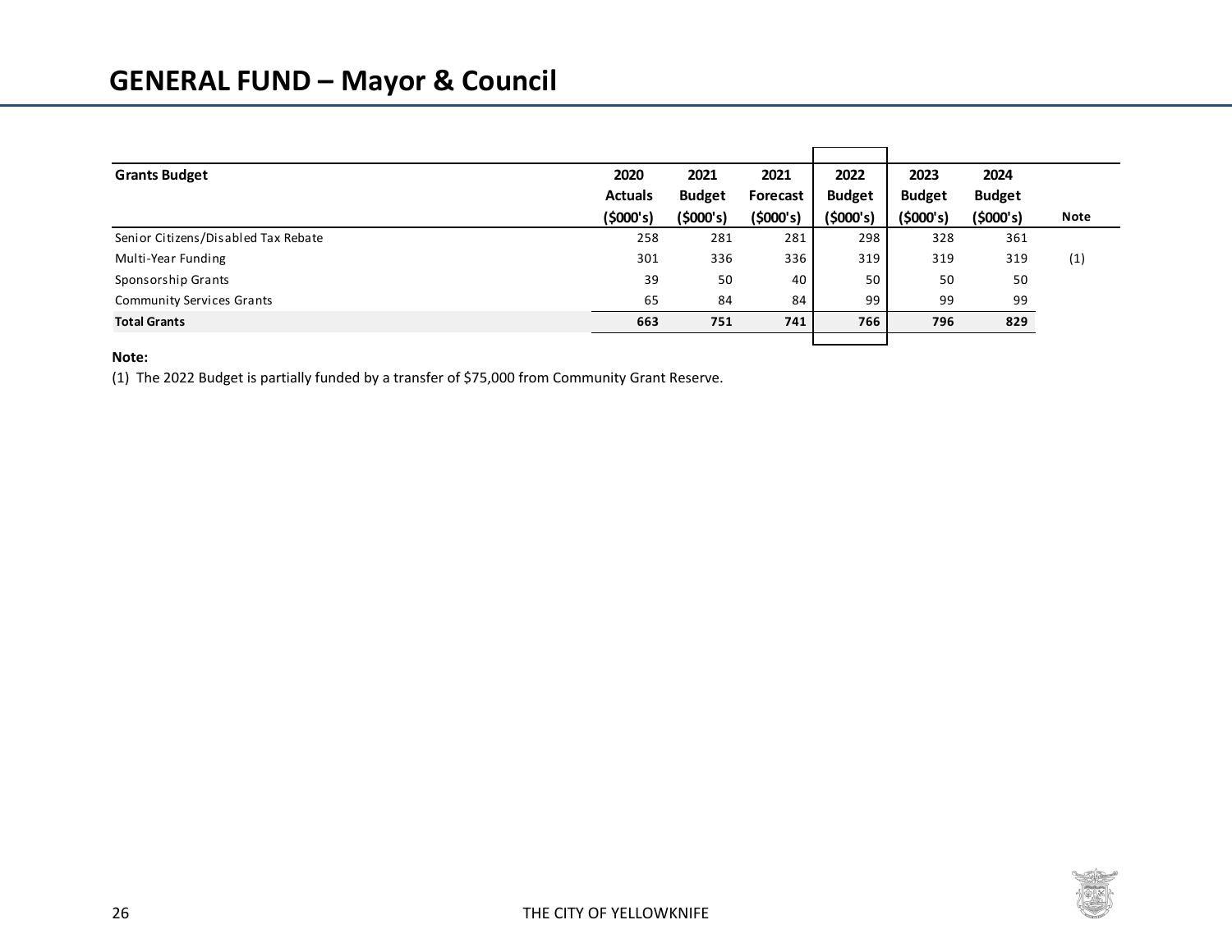# GENERAL FUND – Mayor & Council

| Grants Budget | 2020 Actuals ($000's) | 2021 Budget ($000's) | 2021 Forecast ($000's) | 2022 Budget ($000's) | 2023 Budget ($000's) | 2024 Budget ($000's) | Note |
|---|---|---|---|---|---|---|---|
| Senior Citizens/Disabled Tax Rebate | 258 | 281 | 281 | 298 | 328 | 361 | |
| Multi-Year Funding | 301 | 336 | 336 | 319 | 319 | 319 | (1) |
| Sponsorship Grants | 39 | 50 | 40 | 50 | 50 | 50 | |
| Community Services Grants | 65 | 84 | 84 | 99 | 99 | 99 | |
| **Total Grants** | **663** | **751** | **741** | **766** | **796** | **829** | |

**Note:**

(1) The 2022 Budget is partially funded by a transfer of $75,000 from Community Grant Reserve.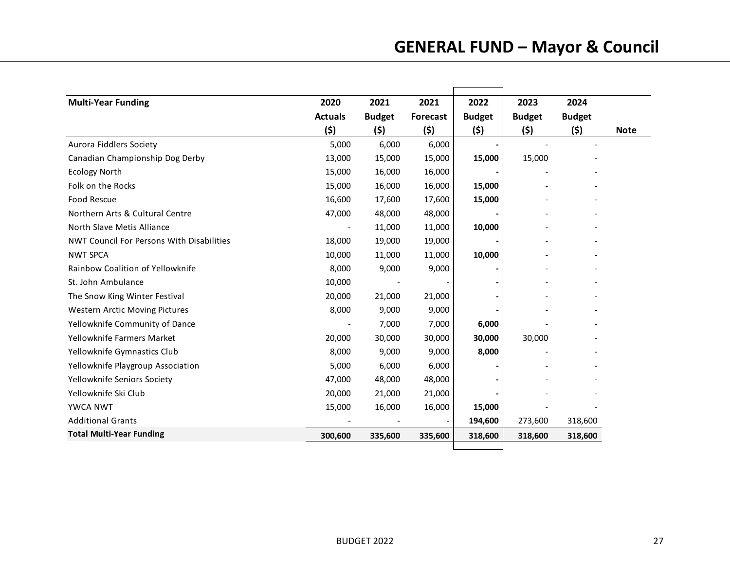# GENERAL FUND – Mayor & Council

| Multi-Year Funding | 2020 Actuals ($) | 2021 Budget ($) | 2021 Forecast ($) | 2022 Budget ($) | 2023 Budget ($) | 2024 Budget ($) | Note |
|---|---|---|---|---|---|---|---|
| Aurora Fiddlers Society | 5,000 | 6,000 | 6,000 | **-** | - | - | |
| Canadian Championship Dog Derby | 13,000 | 15,000 | 15,000 | **15,000** | 15,000 | - | |
| Ecology North | 15,000 | 16,000 | 16,000 | **-** | - | - | |
| Folk on the Rocks | 15,000 | 16,000 | 16,000 | **15,000** | - | - | |
| Food Rescue | 16,600 | 17,600 | 17,600 | **15,000** | - | - | |
| Northern Arts & Cultural Centre | 47,000 | 48,000 | 48,000 | **-** | - | - | |
| North Slave Metis Alliance | - | 11,000 | 11,000 | **10,000** | - | - | |
| NWT Council For Persons With Disabilities | 18,000 | 19,000 | 19,000 | **-** | - | - | |
| NWT SPCA | 10,000 | 11,000 | 11,000 | **10,000** | - | - | |
| Rainbow Coalition of Yellowknife | 8,000 | 9,000 | 9,000 | **-** | - | - | |
| St. John Ambulance | 10,000 | - | - | **-** | - | - | |
| The Snow King Winter Festival | 20,000 | 21,000 | 21,000 | **-** | - | - | |
| Western Arctic Moving Pictures | 8,000 | 9,000 | 9,000 | **-** | - | - | |
| Yellowknife Community of Dance | - | 7,000 | 7,000 | **6,000** | - | - | |
| Yellowknife Farmers Market | 20,000 | 30,000 | 30,000 | **30,000** | 30,000 | - | |
| Yellowknife Gymnastics Club | 8,000 | 9,000 | 9,000 | **8,000** | - | - | |
| Yellowknife Playgroup Association | 5,000 | 6,000 | 6,000 | **-** | - | - | |
| Yellowknife Seniors Society | 47,000 | 48,000 | 48,000 | **-** | - | - | |
| Yellowknife Ski Club | 20,000 | 21,000 | 21,000 | **-** | - | - | |
| YWCA NWT | 15,000 | 16,000 | 16,000 | **15,000** | - | - | |
| Additional Grants | - | - | - | **194,600** | 273,600 | 318,600 | |
| **Total Multi-Year Funding** | **300,600** | **335,600** | **335,600** | **318,600** | **318,600** | **318,600** | |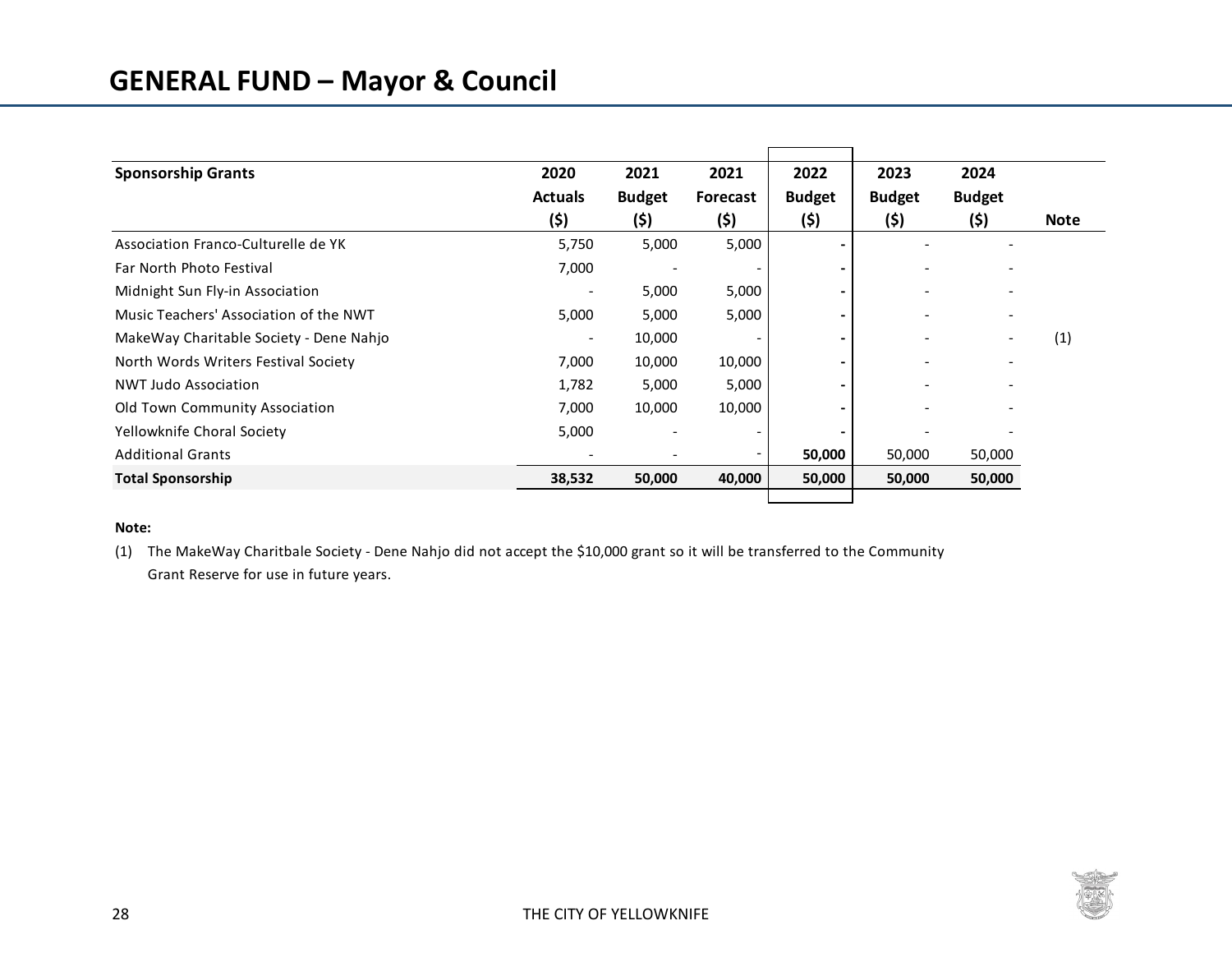## GENERAL FUND – Mayor & Council

| Sponsorship Grants | 2020 Actuals ($) | 2021 Budget ($) | 2021 Forecast ($) | 2022 Budget ($) | 2023 Budget ($) | 2024 Budget ($) | Note |
|---|---|---|---|---|---|---|---|
| Association Franco-Culturelle de YK | 5,750 | 5,000 | 5,000 | - | - | - | |
| Far North Photo Festival | 7,000 | - | - | - | - | - | |
| Midnight Sun Fly-in Association | - | 5,000 | 5,000 | - | - | - | |
| Music Teachers' Association of the NWT | 5,000 | 5,000 | 5,000 | - | - | - | |
| MakeWay Charitable Society - Dene Nahjo | - | 10,000 | - | - | - | - | (1) |
| North Words Writers Festival Society | 7,000 | 10,000 | 10,000 | - | - | - | |
| NWT Judo Association | 1,782 | 5,000 | 5,000 | - | - | - | |
| Old Town Community Association | 7,000 | 10,000 | 10,000 | - | - | - | |
| Yellowknife Choral Society | 5,000 | - | - | - | - | - | |
| Additional Grants | - | - | - | **50,000** | 50,000 | 50,000 | |
| **Total Sponsorship** | **38,532** | **50,000** | **40,000** | **50,000** | **50,000** | **50,000** | |

**Note:**

(1) The MakeWay Charitbale Society - Dene Nahjo did not accept the $10,000 grant so it will be transferred to the Community Grant Reserve for use in future years.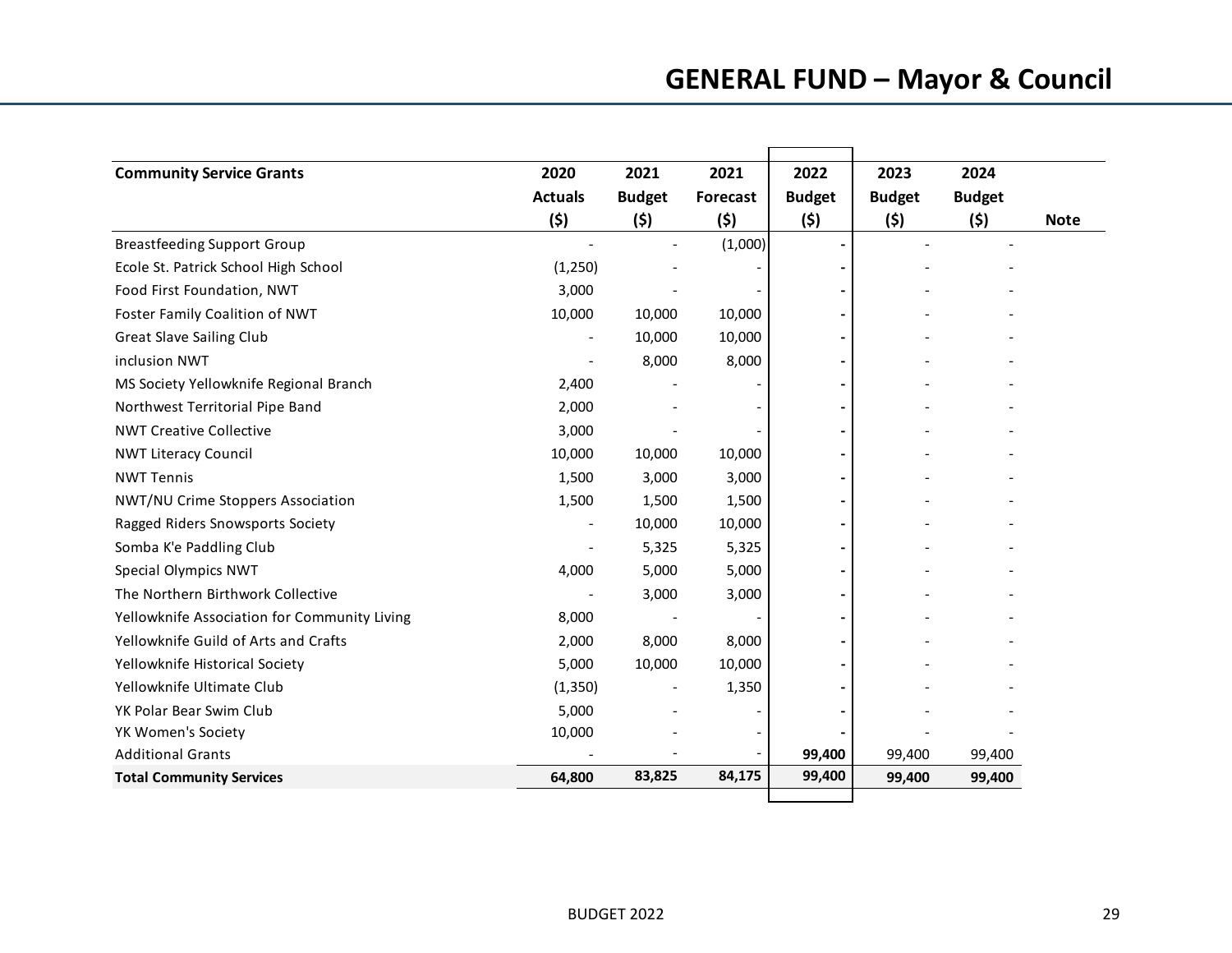# GENERAL FUND – Mayor & Council

| Community Service Grants | 2020 Actuals ($) | 2021 Budget ($) | 2021 Forecast ($) | 2022 Budget ($) | 2023 Budget ($) | 2024 Budget ($) | Note |
|---|---|---|---|---|---|---|---|
| Breastfeeding Support Group | - | - | (1,000) | **-** | - | - | |
| Ecole St. Patrick School High School | (1,250) | - | - | **-** | - | - | |
| Food First Foundation, NWT | 3,000 | - | - | **-** | - | - | |
| Foster Family Coalition of NWT | 10,000 | 10,000 | 10,000 | **-** | - | - | |
| Great Slave Sailing Club | - | 10,000 | 10,000 | **-** | - | - | |
| inclusion NWT | - | 8,000 | 8,000 | **-** | - | - | |
| MS Society Yellowknife Regional Branch | 2,400 | - | - | **-** | - | - | |
| Northwest Territorial Pipe Band | 2,000 | - | - | **-** | - | - | |
| NWT Creative Collective | 3,000 | - | - | **-** | - | - | |
| NWT Literacy Council | 10,000 | 10,000 | 10,000 | **-** | - | - | |
| NWT Tennis | 1,500 | 3,000 | 3,000 | **-** | - | - | |
| NWT/NU Crime Stoppers Association | 1,500 | 1,500 | 1,500 | **-** | - | - | |
| Ragged Riders Snowsports Society | - | 10,000 | 10,000 | **-** | - | - | |
| Somba K'e Paddling Club | - | 5,325 | 5,325 | **-** | - | - | |
| Special Olympics NWT | 4,000 | 5,000 | 5,000 | **-** | - | - | |
| The Northern Birthwork Collective | - | 3,000 | 3,000 | **-** | - | - | |
| Yellowknife Association for Community Living | 8,000 | - | - | **-** | - | - | |
| Yellowknife Guild of Arts and Crafts | 2,000 | 8,000 | 8,000 | **-** | - | - | |
| Yellowknife Historical Society | 5,000 | 10,000 | 10,000 | **-** | - | - | |
| Yellowknife Ultimate Club | (1,350) | - | 1,350 | **-** | - | - | |
| YK Polar Bear Swim Club | 5,000 | - | - | **-** | - | - | |
| YK Women's Society | 10,000 | - | - | **-** | - | - | |
| Additional Grants | - | - | - | **99,400** | 99,400 | 99,400 | |
| **Total Community Services** | **64,800** | **83,825** | **84,175** | **99,400** | **99,400** | **99,400** | |

BUDGET 2022